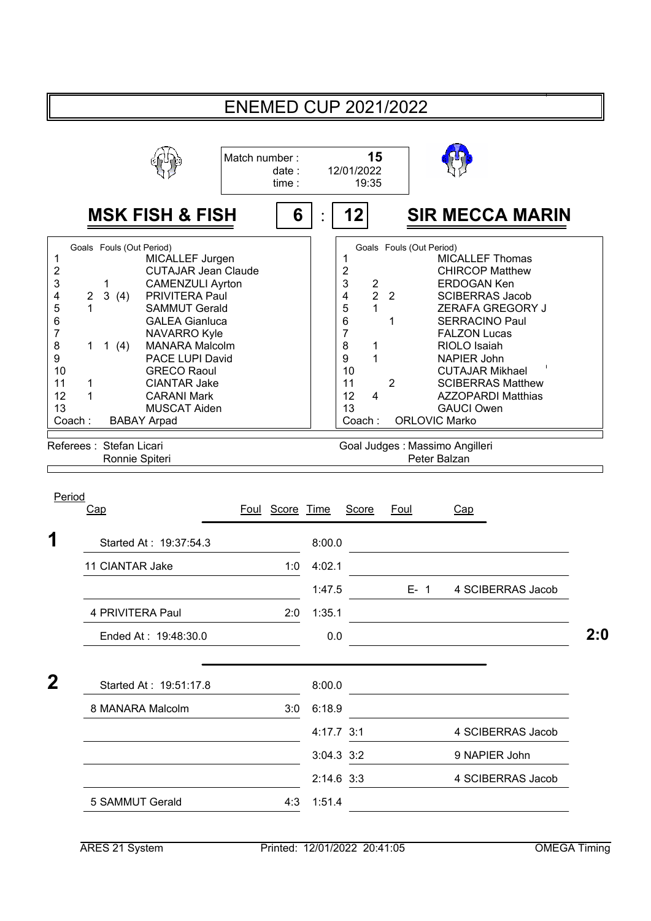# ENEMED CUP 2021/2022

Match number : **15**
date : 12/01/2022
time : 19:35

## MSK FISH & FISH 6 : 12 SIR MECCA MARIN

| # | Goals | Fouls (Out Period) | MSK FISH & FISH |
|---|---|---|---|
| 1 | | | MICALLEF Jurgen |
| 2 | | | CUTAJAR Jean Claude |
| 3 | | 1 | CAMENZULI Ayrton |
| 4 | 2 | 3 (4) | PRIVITERA Paul |
| 5 | 1 | | SAMMUT Gerald |
| 6 | | | GALEA Gianluca |
| 7 | | | NAVARRO Kyle |
| 8 | 1 | 1 (4) | MANARA Malcolm |
| 9 | | | PACE LUPI David |
| 10 | | | GRECO Raoul |
| 11 | 1 | | CIANTAR Jake |
| 12 | 1 | | CARANI Mark |
| 13 | | | MUSCAT Aiden |
| Coach : | | | BABAY Arpad |

| # | Goals | Fouls (Out Period) | SIR MECCA MARIN |
|---|---|---|---|
| 1 | | | MICALLEF Thomas |
| 2 | | | CHIRCOP Matthew |
| 3 | 2 | | ERDOGAN Ken |
| 4 | 2 | 2 | SCIBERRAS Jacob |
| 5 | 1 | | ZERAFA GREGORY J |
| 6 | | 1 | SERRACINO Paul |
| 7 | | | FALZON Lucas |
| 8 | 1 | | RIOLO Isaiah |
| 9 | 1 | | NAPIER John |
| 10 | | | CUTAJAR Mikhael |
| 11 | | 2 | SCIBERRAS Matthew |
| 12 | 4 | | AZZOPARDI Matthias |
| 13 | | | GAUCI Owen |
| Coach : | | | ORLOVIC Marko |

Referees : Stefan Licari, Ronnie Spiteri

Goal Judges : Massimo Angilleri, Peter Balzan

| Period | Cap | Foul | Score | Time | Score | Foul | Cap | |
|---|---|---|---|---|---|---|---|---|
| **1** | Started At : 19:37:54.3 | | | 8:00.0 | | | | |
| | 11 CIANTAR Jake | | 1:0 | 4:02.1 | | | | |
| | | | | 1:47.5 | | E- 1 | 4 SCIBERRAS Jacob | |
| | 4 PRIVITERA Paul | | 2:0 | 1:35.1 | | | | |
| | Ended At : 19:48:30.0 | | | 0.0 | | | | **2:0** |
| **2** | Started At : 19:51:17.8 | | | 8:00.0 | | | | |
| | 8 MANARA Malcolm | | 3:0 | 6:18.9 | | | | |
| | | | | 4:17.7 | 3:1 | | 4 SCIBERRAS Jacob | |
| | | | | 3:04.3 | 3:2 | | 9 NAPIER John | |
| | | | | 2:14.6 | 3:3 | | 4 SCIBERRAS Jacob | |
| | 5 SAMMUT Gerald | | 4:3 | 1:51.4 | | | | |

ARES 21 System — Printed: 12/01/2022 20:41:05 — OMEGA Timing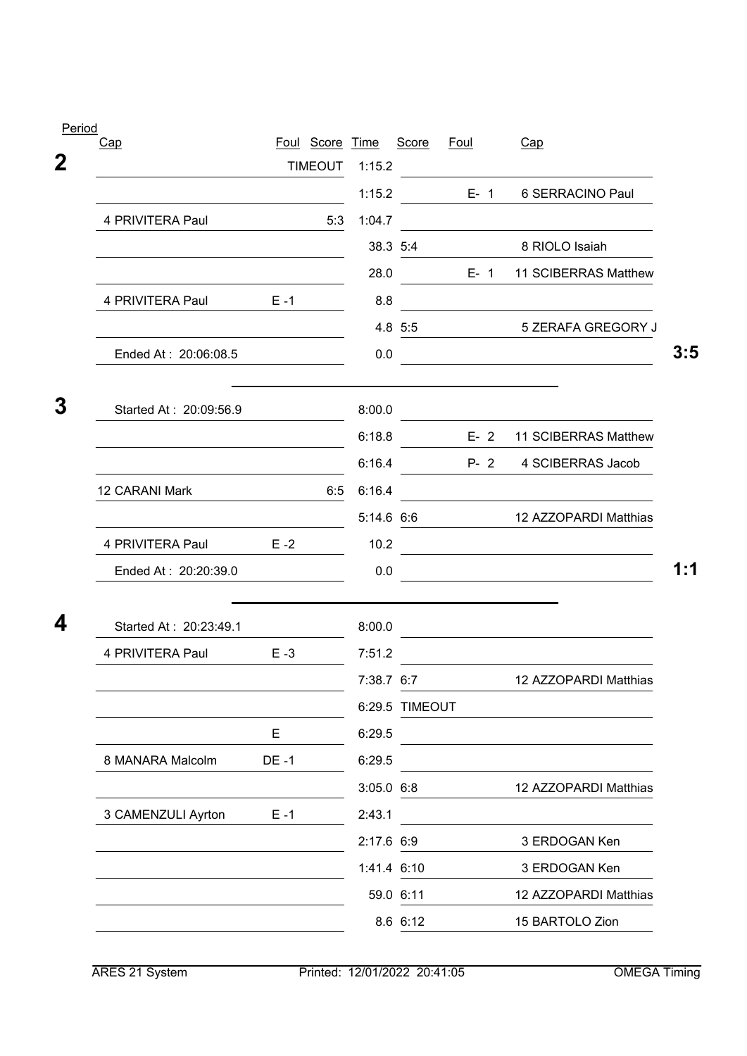| Period | Cap | Foul | Score | Time | Score | Foul | Cap | |
|---|---|---|---|---|---|---|---|---|
| **2** | | | TIMEOUT | 1:15.2 | | | | |
| | | | | 1:15.2 | | E- 1 | 6 SERRACINO Paul | |
| | 4 PRIVITERA Paul | | 5:3 | 1:04.7 | | | | |
| | | | | 38.3 | 5:4 | | 8 RIOLO Isaiah | |
| | | | | 28.0 | | E- 1 | 11 SCIBERRAS Matthew | |
| | 4 PRIVITERA Paul | E -1 | | 8.8 | | | | |
| | | | | 4.8 | 5:5 | | 5 ZERAFA GREGORY J | |
| | Ended At : 20:06:08.5 | | | 0.0 | | | | **3:5** |
| **3** | Started At : 20:09:56.9 | | | 8:00.0 | | | | |
| | | | | 6:18.8 | | E- 2 | 11 SCIBERRAS Matthew | |
| | | | | 6:16.4 | | P- 2 | 4 SCIBERRAS Jacob | |
| | 12 CARANI Mark | | 6:5 | 6:16.4 | | | | |
| | | | | 5:14.6 | 6:6 | | 12 AZZOPARDI Matthias | |
| | 4 PRIVITERA Paul | E -2 | | 10.2 | | | | |
| | Ended At : 20:20:39.0 | | | 0.0 | | | | **1:1** |
| **4** | Started At : 20:23:49.1 | | | 8:00.0 | | | | |
| | 4 PRIVITERA Paul | E -3 | | 7:51.2 | | | | |
| | | | | 7:38.7 | 6:7 | | 12 AZZOPARDI Matthias | |
| | | | | 6:29.5 | TIMEOUT | | | |
| | | E | | 6:29.5 | | | | |
| | 8 MANARA Malcolm | DE -1 | | 6:29.5 | | | | |
| | | | | 3:05.0 | 6:8 | | 12 AZZOPARDI Matthias | |
| | 3 CAMENZULI Ayrton | E -1 | | 2:43.1 | | | | |
| | | | | 2:17.6 | 6:9 | | 3 ERDOGAN Ken | |
| | | | | 1:41.4 | 6:10 | | 3 ERDOGAN Ken | |
| | | | | 59.0 | 6:11 | | 12 AZZOPARDI Matthias | |
| | | | | 8.6 | 6:12 | | 15 BARTOLO Zion | |

ARES 21 System — Printed: 12/01/2022 20:41:05 — OMEGA Timing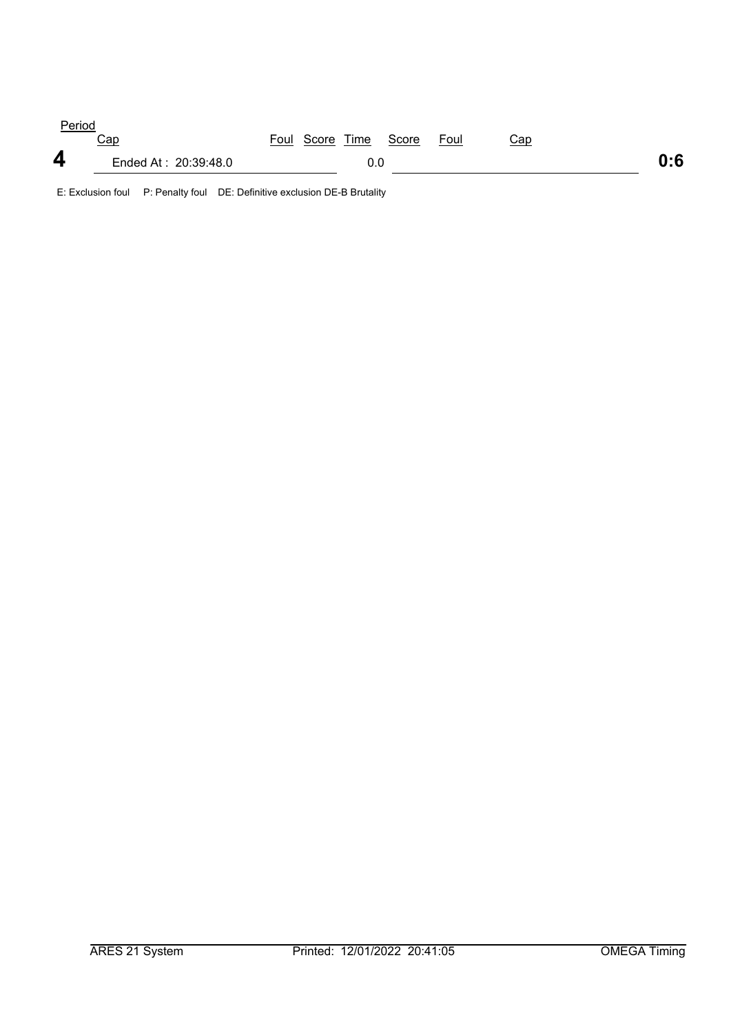| Period | Cap | Foul | Score | Time | Score | Foul | Cap | |
|---|---|---|---|---|---|---|---|---|
| **4** | Ended At : 20:39:48.0 | | | 0.0 | | | | **0:6** |

E: Exclusion foul P: Penalty foul DE: Definitive exclusion DE-B Brutality

ARES 21 System Printed: 12/01/2022 20:41:05 OMEGA Timing